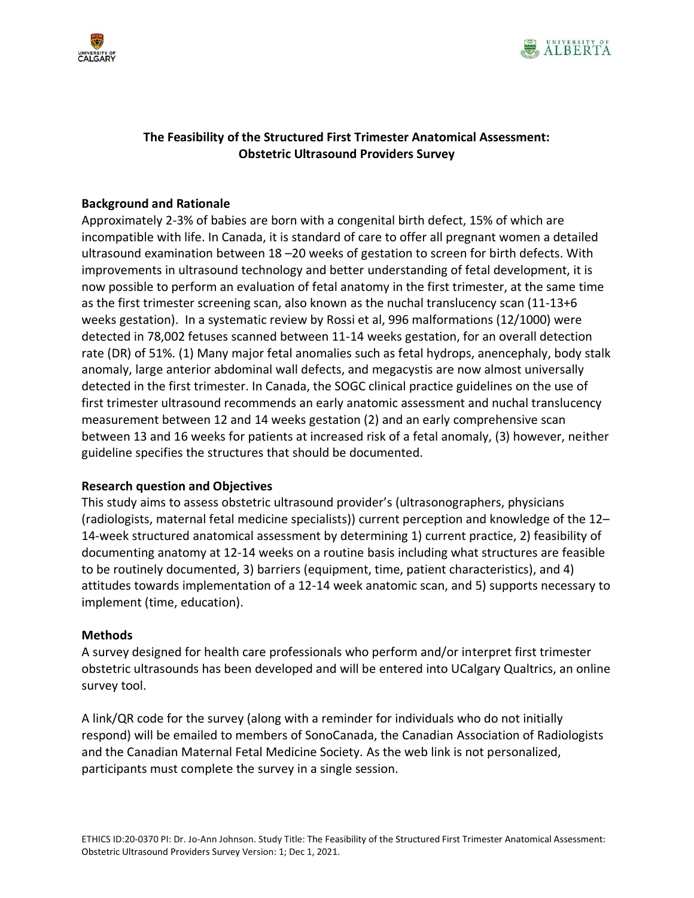**The Feasibility of the Structured First Trimester Anatomical Assessment: Obstetric Ultrasound Providers Survey**

**Background and Rationale**

Approximately 2-3% of babies are born with a congenital birth defect, 15% of which are incompatible with life. In Canada, it is standard of care to offer all pregnant women a detailed ultrasound examination between 18 –20 weeks of gestation to screen for birth defects. With improvements in ultrasound technology and better understanding of fetal development, it is now possible to perform an evaluation of fetal anatomy in the first trimester, at the same time as the first trimester screening scan, also known as the nuchal translucency scan (11-13+6 weeks gestation). In a systematic review by Rossi et al, 996 malformations (12/1000) were detected in 78,002 fetuses scanned between 11-14 weeks gestation, for an overall detection rate (DR) of 51%. (1) Many major fetal anomalies such as fetal hydrops, anencephaly, body stalk anomaly, large anterior abdominal wall defects, and megacystis are now almost universally detected in the first trimester. In Canada, the SOGC clinical practice guidelines on the use of first trimester ultrasound recommends an early anatomic assessment and nuchal translucency measurement between 12 and 14 weeks gestation (2) and an early comprehensive scan between 13 and 16 weeks for patients at increased risk of a fetal anomaly, (3) however, neither guideline specifies the structures that should be documented.

**Research question and Objectives**

This study aims to assess obstetric ultrasound provider's (ultrasonographers, physicians (radiologists, maternal fetal medicine specialists)) current perception and knowledge of the 12–14-week structured anatomical assessment by determining 1) current practice, 2) feasibility of documenting anatomy at 12-14 weeks on a routine basis including what structures are feasible to be routinely documented, 3) barriers (equipment, time, patient characteristics), and 4) attitudes towards implementation of a 12-14 week anatomic scan, and 5) supports necessary to implement (time, education).

**Methods**

A survey designed for health care professionals who perform and/or interpret first trimester obstetric ultrasounds has been developed and will be entered into UCalgary Qualtrics, an online survey tool.

A link/QR code for the survey (along with a reminder for individuals who do not initially respond) will be emailed to members of SonoCanada, the Canadian Association of Radiologists and the Canadian Maternal Fetal Medicine Society. As the web link is not personalized, participants must complete the survey in a single session.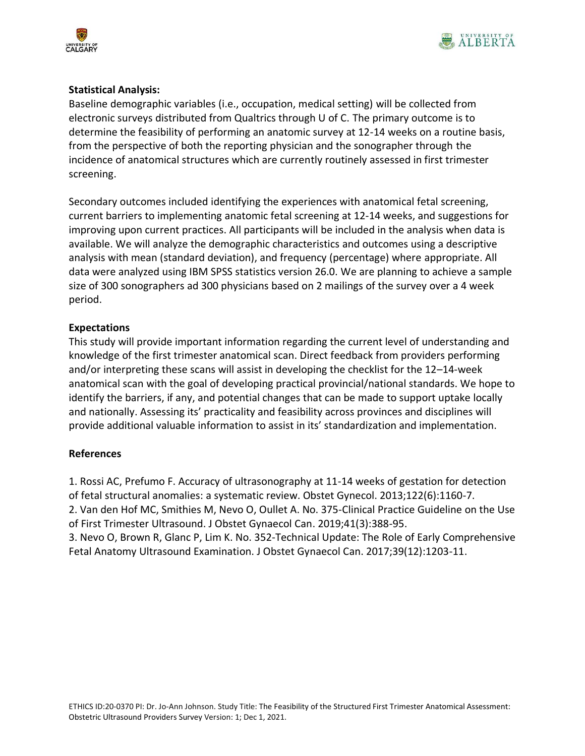**Statistical Analysis:**

Baseline demographic variables (i.e., occupation, medical setting) will be collected from electronic surveys distributed from Qualtrics through U of C. The primary outcome is to determine the feasibility of performing an anatomic survey at 12-14 weeks on a routine basis, from the perspective of both the reporting physician and the sonographer through the incidence of anatomical structures which are currently routinely assessed in first trimester screening.

Secondary outcomes included identifying the experiences with anatomical fetal screening, current barriers to implementing anatomic fetal screening at 12-14 weeks, and suggestions for improving upon current practices. All participants will be included in the analysis when data is available. We will analyze the demographic characteristics and outcomes using a descriptive analysis with mean (standard deviation), and frequency (percentage) where appropriate. All data were analyzed using IBM SPSS statistics version 26.0. We are planning to achieve a sample size of 300 sonographers ad 300 physicians based on 2 mailings of the survey over a 4 week period.

**Expectations**

This study will provide important information regarding the current level of understanding and knowledge of the first trimester anatomical scan. Direct feedback from providers performing and/or interpreting these scans will assist in developing the checklist for the 12–14-week anatomical scan with the goal of developing practical provincial/national standards. We hope to identify the barriers, if any, and potential changes that can be made to support uptake locally and nationally. Assessing its' practicality and feasibility across provinces and disciplines will provide additional valuable information to assist in its' standardization and implementation.

**References**

1. Rossi AC, Prefumo F. Accuracy of ultrasonography at 11-14 weeks of gestation for detection of fetal structural anomalies: a systematic review. Obstet Gynecol. 2013;122(6):1160-7.
2. Van den Hof MC, Smithies M, Nevo O, Oullet A. No. 375-Clinical Practice Guideline on the Use of First Trimester Ultrasound. J Obstet Gynaecol Can. 2019;41(3):388-95.
3. Nevo O, Brown R, Glanc P, Lim K. No. 352-Technical Update: The Role of Early Comprehensive Fetal Anatomy Ultrasound Examination. J Obstet Gynaecol Can. 2017;39(12):1203-11.